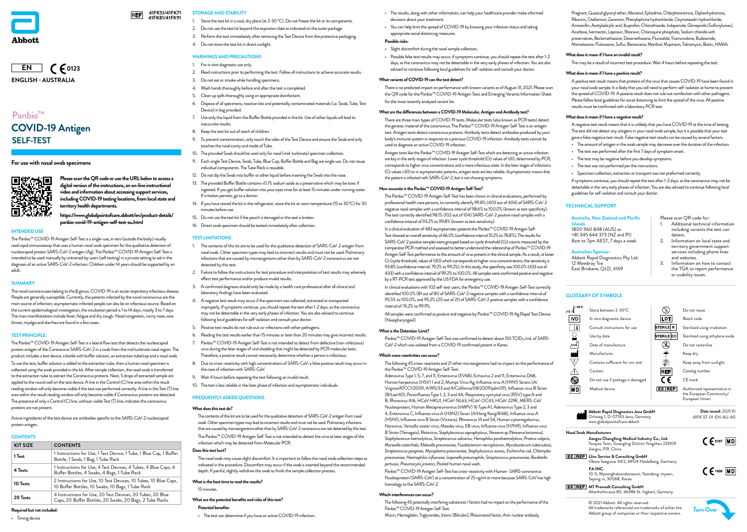Abbott

REF 41FK51/41FK71 41FK81/41FK91

EN CE 0123

ENGLISH - AUSTRALIA

# Panbio™ COVID-19 Antigen SELF-TEST

**For use with nasal swab specimens**

**Please scan the QR code or use the URL below to access a digital version of the instructions, an on-line instructional video and information about accessing support services, including COVID-19 testing locations, from local state and territory health departments.**

**https://www.globalpointofcare.abbott/en/product-details/panbio-covid-19-antigen-self-test-au.html**

## INTENDED USE

The Panbio™ COVID-19 Antigen Self-Test is a single-use, *in vitro* (outside the body) visually read rapid immunoassay that uses a human nasal swab specimen for the qualitative detection of nucleocapsid protein SARS-CoV-2 antigen (Ag). The Panbio™ COVID-19 Antigen Self-Test is intended to be used manually by untrained lay users (self testing) in a private setting to aid in the diagnosis of an active SARS-CoV-2 infection. Children under 14 years should be supported by an adult.

## SUMMARY

The novel coronaviruses belong to the β genus. COVID-19 is an acute respiratory infectious disease. People are generally susceptible. Currently, the patients infected by the novel coronavirus are the main source of infection; asymptomatic infected people can also be an infectious source. Based on the current epidemiological investigation, the incubation period is 1 to 14 days, mostly 3 to 7 days. The main manifestations include fever, fatigue and dry cough. Nasal congestion, runny nose, sore throat, myalgia and diarrhea are found in a few cases.

## TEST PRINCIPLE

The Panbio™ COVID-19 Antigen Self-Test is a lateral flow test that detects the nucleocapsid protein antigen of the Coronavirus SARS-CoV-2 in a swab from the mid turbinate nasal region. The product includes a test device, a bottle with buffer solution, an extraction tube/cap and a nasal swab.

To use the test, buffer solution is added to the extraction tube, then a human nasal specimen is collected using the swab provided in the kit. After sample collection, the nasal swab is transferred to the extraction tube to extract the Coronavirus proteins. Next, 5 drops of extracted sample are applied to the round well on the test device. A line in the Control (C) line area within the result reading window will only become visible if the test was performed correctly. A line in the Test (T) line area within the result reading window will only become visible if Coronavirus proteins are detected. The presence of only a Control (C) line, without visible Test (T) line, indicates the coronavirus proteins are not present.

Active ingredients of the test device are antibodies specific to the SARS-CoV-2 nucleocapsid protein antigen.

## CONTENTS

| KIT SIZE | CONTENTS |
|---|---|
| 1 Test | 1 Instructions for Use, 1 Test Device, 1 Tube, 1 Blue Cap, 1 Buffer Bottle, 1 Swab, 1 Bag, 1 Tube Rack |
| 4 Tests | 1 Instructions for Use, 4 Test Devices, 4 Tubes, 4 Blue Caps, 4 Buffer Bottles, 4 Swabs, 4 Bags, 1 Tube Rack |
| 10 Tests | 2 Instructions for Use, 10 Test Devices, 10 Tubes, 10 Blue Caps, 10 Buffer Bottles, 10 Swabs, 10 Bags, 1 Tube Rack |
| 20 Tests | 4 Instructions for Use, 20 Test Devices, 20 Tubes, 20 Blue Caps, 20 Buffer Bottles, 20 Swabs, 20 Bags, 2 Tube Racks |

**Required but not included:**

- Timing device

## STORAGE AND STABILITY

1. Store the test kit in a cool, dry place (at 2-30 °C). Do not freeze the kit or its components.
2. Do not use the test kit beyond the expiration date as indicated on the outer package.
3. Perform the test immediately after removing the Test Device from the protective packaging.
4. Do not store the test kit in direct sunlight.

## WARNINGS AND PRECAUTIONS

1. For *in vitro* diagnostic use only.
2. Read instructions prior to performing the test. Follow all instructions to achieve accurate results.
3. Do not eat or smoke while handling specimens.
4. Wash hands thoroughly before and after the test is completed.
5. Clean up spills thoroughly using an appropriate disinfectant.
6. Dispose of all specimens, reaction kits and potentially contaminated materials (i.e. Swab, Tube, Test Device) in bag provided.
7. Use only the liquid from the Buffer Bottle provided in the kit. Use of other liquids will lead to inaccurate results.
8. Keep the test kit out of reach of children.
9. To prevent contamination, only touch the sides of the Test Device and ensure the Swab end only touches the nasal cavity and inside of Tube.
10. The provided Swab should be used only for nasal (mid-turbinate) specimen collection.
11. Each single Test Device, Swab, Tube, Blue Cap, Buffer Bottle and Bag are single use. Do not reuse individual components. The Tube Rack is reusable.
12. Do not dip the Swab into buffer or other liquid before inserting the Swab into the nose.
13. The provided Buffer Bottle contains <0.1% sodium azide as a preservative which may be toxic if ingested. If you get buffer solution into your eyes rinse for at least 15 minutes under running water. If irritation persists, go to a doctor.
14. If you have stored the kit in the refrigerator, store the kit at room temperature (15 to 30°C) for 30 minutes before use.
15. Do not use the test kit if the pouch is damaged or the seal is broken.
16. Direct swab specimen should be tested immediately after collection.

## TEST LIMITATIONS

1. The contents of this kit are to be used for the qualitative detection of SARS-CoV-2 antigen from nasal swab. Other specimen types may lead to incorrect results and must not be used. Pulmonary infections that are caused by microorganisms other than by SARS-CoV-2 coronavirus are not detected by this test.
2. Failure to follow the instructions for test procedure and interpretation of test results may adversely affect test performance and/or produce invalid results.
3. A confirmed diagnosis should only be made by a health care professional after all clinical and laboratory findings have been evaluated.
4. A negative test result may occur if the specimen was collected, extracted or transported improperly. If symptoms continue, you should repeat the test after 1-2 days, as the coronavirus may not be detectable in the very early phases of infection. You are also advised to continue following local guidelines for self-isolation and consult your doctor.
5. Positive test results do not rule out co-infections with other pathogens.
6. Reading the test results earlier than 15 minutes or later than 20 minutes may give incorrect results.
7. Panbio™ COVID-19 Antigen Self-Test is not intended to detect from defective (non-infectious) virus during the later stages of viral shedding that might be detected by PCR molecular tests. Therefore, a positive result cannot necessarily determine whether a person is infectious.
8. Due to cross-reactivity with high concentrations of SARS-CoV, a false positive result may occur in the case of infection with SARS-CoV.
9. Wait 4 hours before repeating the test following an invalid result.
10. The test is less reliable in the later phase of infection and asymptomatic individuals.

## FREQUENTLY ASKED QUESTIONS

**What does this test do?**

The contents of this kit are to be used for the qualitative detection of SARS-CoV-2 antigen from nasal swab. Other specimen types may lead to incorrect results and must not be used. Pulmonary infections that are caused by microorganisms other than by SARS-CoV-2 coronavirus are not detected by this test.

The Panbio™ COVID-19 Antigen Self-Test is not intended to detect the virus at later stages of the infection which may be detected from Molecular PCR.

**Does this test hurt?**

The nasal swab may cause slight discomfort. It is important to follow the nasal swab collection steps as indicated in the procedure. Discomfort may occur if the swab is inserted beyond the recommended depth. If painful, slightly withdraw the swab to finish the sample collection process.

**What is the best time to read the results?**

15 minutes.

**What are the potential benefits and risks of this test?**

**Potential benefits:**

- The test can determine if you have an active COVID-19 infection.
- The results, along with other information, can help your healthcare provider make informed decisions about your treatment.
- You can help limit the spread of COVID-19 by knowing your infection status and taking appropriate social distancing measures.

**Possible risks:**

- Slight discomfort during the nasal sample collection.
- Possible false test results may occur, if symptoms continue, you should repeat the test after 1-2 days, as the coronavirus may not be detectable in the very early phases of infection. You are also advised to continue following local guidelines for self-isolation and consult your doctor.

**What variants of COVID-19 can the test detect?**

There is no predicted impact on performance with known variants as of August 31, 2021. Please scan the QR code for the Panbio™ COVID-19 Antigen Tests and Emerging Variants Information Sheet for the most recently analyzed variant list.

**What are the differences between a COVID-19 Molecular, Antigen and Antibody test?**

There are three main types of COVID-19 tests. Molecular tests (also known as PCR tests) detect the genetic material of the coronavirus. The Panbio™ COVID-19 Antigen Self-Test is an antigen test. Antigen tests detect coronavirus proteins. Antibody tests detect antibodies produced by your body's immune system in response to a previous COVID-19 infection. Antibody tests cannot be used to diagnose an active COVID-19 infection.

Antigen tests like the Panbio™ COVID-19 Antigen Self-Test which are detecting an active infection are key in the early stages of infection. Lower cycle threshold (Ct) values of ≤30, determined by PCR, corresponds to higher virus concentrations and a more infectious state. In the later stages of infections (Ct values >30) or in asymptomatic patients, antigen tests are less reliable. Asymptomatic means that the patient is infected with SARS-CoV-2, but is not showing symptoms.

**How accurate is the Panbio™ COVID-19 Antigen Self-Test?**

The Panbio™ COVID-19 Antigen Self-Test has been shown in clinical evaluations, performed by professional health care persons, to correctly identify 99.8% (403 out of 404) of SARS-CoV-2 negative nasal samples with a confidence interval of 98.6% to 100.0% (known as test specificity). The test correctly identified 98.1% (102 out of 104) SARS-CoV-2 positive nasal samples with a confidence interval of 93.2% to 99.8% (known as test sensitivity).

In a clinical evaluation of 483 asymptomatic patients the Panbio™ COVID-19 Antigen Self-Test showed an overall sensitivity of 66.0% (confidence interval 51.2% to 78.8%). The results for SARS-CoV-2 positive samples were grouped based on cycle threshold (Ct) counts measured by the comparator PCR method and assessed to better understand the relationship of Panbio™ COVID-19 Antigen Self-Test performance to the amount of virus present in the clinical sample. As a result, at lower Ct (cycle threshold, values of ≤30) which corresponds to higher virus concentrations, the sensitivity is 93.8% (confidence interval: 79.2% to 99.2%). In this study, the specificity was 100.0% (433 out of 433) with a confidence interval of 99.2% to 100.0%. All samples were confirmed positive and negative by a RT-PCR test approved by the US FDA for emergency use.

In clinical evaluations with 102 self-test users, the Panbio™ COVID-19 Antigen Self-Test correctly identified 100.0% (81 out of 81) of SARS-CoV-2 negative samples with a confidence interval of 95.5% to 100.0%, and 95.2% (20 out of 21) of SARS-CoV-2 positive samples with a confidence interval of 76.2% to 99.9%.

All samples were confirmed as positive and negative by Panbio™ COVID-19 Ag Rapid Test Device (Nasopharyngeal).

**What is the Detection Limit?**

Panbio™ COVID-19 Antigen Self-Test was confirmed to detect about 150 $TCID_{50}$/mL of SARS-CoV-2 which was isolated from a COVID-19 confirmed patient in Korea.

**Which cross-reactivities can occur?**

The following 45 cross-reactants and 21 other microorganisms had no impact on the performance of the Panbio™ COVID-19 Antigen Self-Test:

Adenovirus Type 1, 5, 7, and 11, Enterovirus (EV68), Echovirus 2 and 11, Enterovirus D68, Human herpesvirus (HSV) 1 and 2, Mumps Virus Ag, Influenza virus A (H1N1) Strains (A/Virginia/ATCC1/2009, A/WS/33 and A/California/08/2009/pdm09), Influenza virus B Strain (B/Lee/40), Parainfluenza Type 1, 2, 3 and 4A, Respiratory syncytial virus (RSV) type A and B, Rhinovirus A16, HCoV-HKU1, HCoV-NL63, HCoV-OC43, HCoV-229E, MERS-CoV Nucleoprotein, Human Metapneumovirus (hMPV) 16 Type A1, Adenovirus Type 2, 3 and 4, Enterovirus C, Influenza virus A (H3N2) Strain (A/Hong Kong/8/68), Influenza virus A (H5N1), Influenza virus B Strain (Victoria), Rhinovirus 14 and 54, Human cytomegalovirus, Norovirus, Varicella-zoster virus, Measles virus, EB virus, Influenza virus (H7N9), Influenza virus B Strain (Yamagata), Rotavirus, *Staphylococcus saprophyticus*, *Neisseria sp.(Neisseria lactamica)*, *Staphylococcus haemolyticus*, *Streptococcus salivarius*, *Hemophilus parahaemolyticus*, *Proteus vulgaris*, *Moraxella catarrhalis*, *Klebsiella pneumoniae*, *Fusobacterium necrophorum*, *Mycobacterium tuberculosis*, *Streptococcus pyogenes*, *Mycoplasma pneumoniae*, *Staphylococcus aureus*, *Escherichia coli*, *Chlamydia pneumoniae*, *Haemophilus influenzae*, *Legionella pneumophila*, *Streptococcus pneumoniae*, *Bordetella pertussis*, *Pneumocystis jiroveci*, Pooled human nasal wash.

Panbio™ COVID-19 Antigen Self-Test has cross-reactivity with Human- SARS-coronavirus Nucleoprotein (SARS-CoV) at a concentration of 25 ng/ml or more because SARS-CoV has high homology to the SARS-CoV-2.

**Which interferences can occur?**

The following 43 potentially interfering substances / factors had no impact on the performance of the Panbio™ COVID-19 Antigen Self-Test:

Mucin, Hemoglobin, Triglycerides, Icteric (Bilirubin), Rheumatoid factor, Anti-nuclear antibody, Pregnant, Guaiacol glyceryl ether, Albuterol, Ephedrine, Chlorpheniramine, Diphenhydramine, Ribavirin, Oseltamivir, Zanamivir, Phenylephrine hydrochloride, Oxymetazolin hydrochloride, Amoxicillin, Acetylsalicylic acid, Ibuprofen, Chlorothiazide, Indapamide, Glimepiride (Sulfonylureas), Acarbose, Ivermectin, Lopinavir, Ritonavir, Chloroquine phosphate, Sodium chloride with preservatives, Beclomethasone, Dexamethasone, Flunisolide, Triamcinolone, Budesonide, Mometasone, Fluticasone, Sulfur, Benzocaine, Menthol, Mupirocin, Tobramycin, Biotin, HAMA.

**What does it mean if I have an invalid result?**

This may be a result of incorrect test procedure. Wait 4 hours before repeating the test.

**What does it mean if I have a positive result?**

A positive test result means that proteins of the virus that causes COVID-19 have been found in your nasal swab sample. It is likely that you will need to perform self-isolation at home to prevent the spread of COVID-19. A positive result does not rule out coinfection with other pathogens. Please follow local guidelines for social distancing to limit the spread of the virus. All positive results must be confirmed with a laboratory PCR test.

**What does it mean if I have a negative result?**

A negative test result means that it is unlikely that you have COVID-19 at the time of testing. The test did not detect any antigens in your nasal swab sample, but it is possible that your test gave a false negative test result. False negative test results can be caused by several factors:

- The amount of antigen in the swab sample may decrease over the duration of the infection.
- The test was performed after the first 7 days of symptom onset.
- The test may be negative before you develop symptoms.
- The test was not performed per the instructions.
- Specimen collection, extraction or transport was not preformed correctly.

If symptoms continue, you should repeat the test after 1-2 days, as the coronavirus may not be detectable in the very early phases of infection. You are also advised to continue following local guidelines for self-isolation and consult your doctor.

## TECHNICAL SUPPORT

**Australia, New Zealand and Pacific Islands**
1800 960 848 (AUS) or
+81 345 644 373 (NZ and PI)
8am to 7pm AEST, 7 days a week

**Australian Sponsor:**
Abbott Rapid Diagnostics Pty Ltd.
12 Mowbray Tce
East Brisbane, QLD, 4169

Please scan QR code for:

1. Additional technical information including variants the test can detect.
2. Information on local state and territory government support services including phone lines and websites.
3. Information on how to contact the TGA to report performance or usability issues.

## GLOSSARY OF SYMBOLS

| Symbol | Meaning | Symbol | Meaning |
|---|---|---|---|
| 2°C-30°C | Store between 2-30°C | | Do not reuse |
| IVD | *In vitro* diagnostic device | LOT | Batch code |
| | Consult instructions for use | STERILE R | Sterilized using irradiation |
| | Use by date | STERILE EO | Sterilized using ethylene oxide |
| | Date of manufacture | | Do not resterilize |
| | Manufacturer | | Keep dry |
| | Contains sufficient for <n> test | | Keep away from sunlight |
| | Caution | REF | Catalog number |
| | Do not use if package is damaged | CE | CE mark |
| MD | Medical device | EC REP | Authorized representative in the European Community/ European Union |

**Abbott Rapid Diagnostics Jena GmbH**
Orlaweg 1, D-07743 Jena, Germany
www.globalpointofcare.abbott

**Date issued:** 2021.10
41FK-ST-01-EN-AU-A0

**Nasal Swab Manufacturers**

**Jiangsu Changfeng Medical Industry Co., Ltd.**
Touqiao Town, Guangling District Yangzhou 225109
Jiangsu, P.R. China
CE 0197 MD

EC REP **Llins Service & Consulting GmbH**
Obere Seegasse 34/2, 69124 Heidelberg, Germany

**FA INC.**
10-5, Myeonghaksandanseoro, Yeondong-myeon,
Sejong-si, 30068, Korea
CE 1639 MD

EC REP **MT Promedt Consulting GmbH**
Altenhofstrasse 80, 66386 St. Ingbert, Germany

© 2021 Abbott. All rights reserved.
All trademarks referenced are trademarks of either the Abbott group of companies or their respective owners.

Turn Over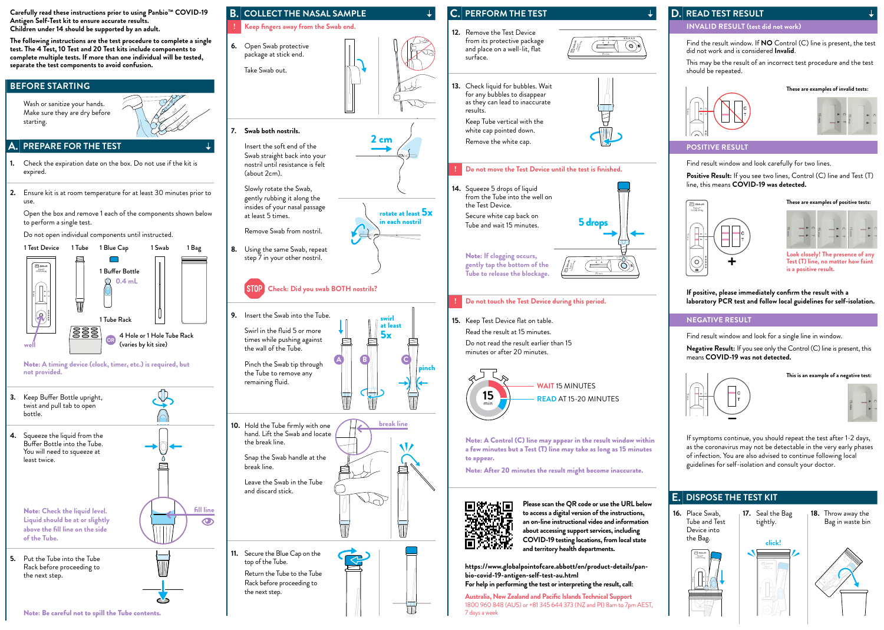**Carefully read these instructions prior to using Panbio™ COVID-19 Antigen Self-Test kit to ensure accurate results. Children under 14 should be supported by an adult.**

**The following instructions are the test procedure to complete a single test. The 4 Test, 10 Test and 20 Test kits include components to complete multiple tests. If more than one individual will be tested, separate the test components to avoid confusion.**

## BEFORE STARTING

Wash or sanitize your hands. Make sure they are dry before starting.

## A. PREPARE FOR THE TEST

1. Check the expiration date on the box. Do not use if the kit is expired.

2. Ensure kit is at room temperature for at least 30 minutes prior to use.

   Open the box and remove 1 each of the components shown below to perform a single test.

   Do not open individual components until instructed.

   1 Test Device — 1 Tube — 1 Blue Cap — 1 Swab — 1 Bag

   1 Buffer Bottle 0.4 mL

   1 Tube Rack OR 4 Hole or 1 Hole Tube Rack (varies by kit size)

   well

   Note: A timing device (clock, timer, etc.) is required, but not provided.

3. Keep Buffer Bottle upright, twist and pull tab to open bottle.

4. Squeeze the liquid from the Buffer Bottle into the Tube. You will need to squeeze at least twice.

   Note: Check the liquid level. Liquid should be at or slightly above the fill line on the side of the Tube.

   fill line

5. Put the Tube into the Tube Rack before proceeding to the next step.

   Note: Be careful not to spill the Tube contents.

## B. COLLECT THE NASAL SAMPLE

! Keep fingers away from the Swab end.

6. Open Swab protective package at stick end.

   Take Swab out.

7. **Swab both nostrils.**

   Insert the soft end of the Swab straight back into your nostril until resistance is felt (about 2cm).

   2 cm

   Slowly rotate the Swab, gently rubbing it along the insides of your nasal passage at least 5 times.

   rotate at least 5x in each nostril

   Remove Swab from nostril.

8. Using the same Swab, repeat step 7 in your other nostril.

STOP Check: Did you swab BOTH nostrils?

9. Insert the Swab into the Tube.

   Swirl in the fluid 5 or more times while pushing against the wall of the Tube.

   swirl at least 5x

   Pinch the Swab tip through the Tube to remove any remaining fluid.

   A B C pinch

10. Hold the Tube firmly with one hand. Lift the Swab and locate the break line.

    break line

    Snap the Swab handle at the break line.

    Leave the Swab in the Tube and discard stick.

11. Secure the Blue Cap on the top of the Tube.

    Return the Tube to the Tube Rack before proceeding to the next step.

## C. PERFORM THE TEST

12. Remove the Test Device from its protective package and place on a well-lit, flat surface.

13. Check liquid for bubbles. Wait for any bubbles to disappear as they can lead to inaccurate results.

    Keep Tube vertical with the white cap pointed down.

    Remove the white cap.

! Do not move the Test Device until the test is finished.

14. Squeeze 5 drops of liquid from the Tube into the well on the Test Device.

    Secure white cap back on Tube and wait 15 minutes.

    5 drops

    Note: If clogging occurs, gently tap the bottom of the Tube to release the blockage.

! Do not touch the Test Device during this period.

15. Keep Test Device flat on table.

    Read the result at 15 minutes.

    Do not read the result earlier than 15 minutes or after 20 minutes.

    15 min

    WAIT 15 MINUTES
    READ AT 15-20 MINUTES

Note: A Control (C) line may appear in the result window within a few minutes but a Test (T) line may take as long as 15 minutes to appear.

Note: After 20 minutes the result might become inaccurate.

**Please scan the QR code or use the URL below to access a digital version of the instructions, an on-line instructional video and information about accessing support services, including COVID-19 testing locations, from local state and territory health departments.**

**https://www.globalpointofcare.abbott/en/product-details/pan-bio-covid-19-antigen-self-test-au.html**
**For help in performing the test or interpreting the result, call:**

Australia, New Zealand and Pacific Islands Technical Support
1800 960 848 (AUS) or +81 345 644 373 (NZ and PI) 8am to 7pm AEST, 7 days a week

## D. READ TEST RESULT

### INVALID RESULT (test did not work)

Find the result window. If **NO** Control (C) line is present, the test did not work and is considered **Invalid**.

This may be the result of an incorrect test procedure and the test should be repeated.

**These are examples of invalid tests:**

### POSITIVE RESULT

Find result window and look carefully for two lines.

**Positive Result:** If you see two lines, Control (C) line and Test (T) line, this means **COVID-19 was detected.**

**These are examples of positive tests:**

Look closely! The presence of any Test (T) line, no matter how faint is a positive result.

**If positive, please immediately confirm the result with a laboratory PCR test and follow local guidelines for self-isolation.**

### NEGATIVE RESULT

Find result window and look for a single line in window.

**Negative Result:** If you see only the Control (C) line is present, this means **COVID-19 was not detected.**

**This is an example of a negative test:**

If symptoms continue, you should repeat the test after 1-2 days, as the coronavirus may not be detectable in the very early phases of infection. You are also advised to continue following local guidelines for self-isolation and consult your doctor.

## E. DISPOSE THE TEST KIT

16. Place Swab, Tube and Test Device into the Bag.

17. Seal the Bag tightly.

    click!

18. Throw away the Bag in waste bin